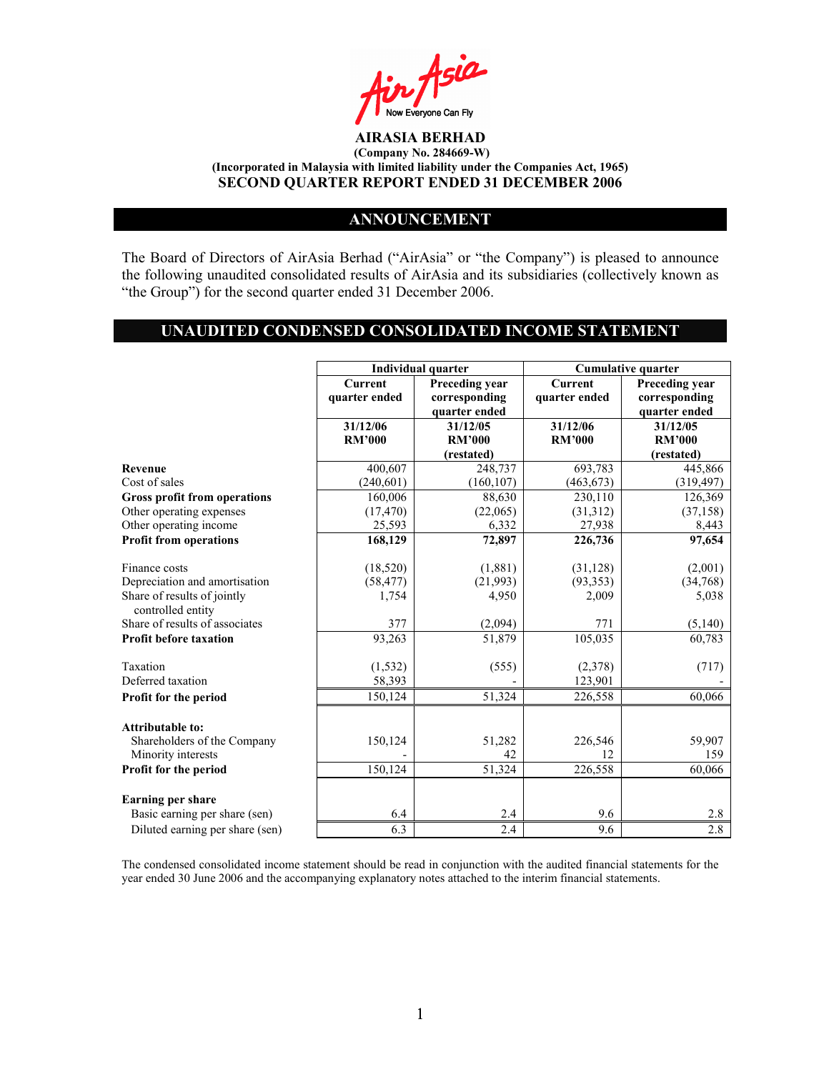AirAsia
Now Everyone Can Fly

# AIRASIA BERHAD

**(Company No. 284669-W)**
**(Incorporated in Malaysia with limited liability under the Companies Act, 1965)**
**SECOND QUARTER REPORT ENDED 31 DECEMBER 2006**

## ANNOUNCEMENT

The Board of Directors of AirAsia Berhad ("AirAsia" or "the Company") is pleased to announce the following unaudited consolidated results of AirAsia and its subsidiaries (collectively known as "the Group") for the second quarter ended 31 December 2006.

## UNAUDITED CONDENSED CONSOLIDATED INCOME STATEMENT

| | Individual quarter | | Cumulative quarter | |
|---|---|---|---|---|
| | Current quarter ended | Preceding year corresponding quarter ended | Current quarter ended | Preceding year corresponding quarter ended |
| | 31/12/06 RM'000 | 31/12/05 RM'000 (restated) | 31/12/06 RM'000 | 31/12/05 RM'000 (restated) |
| **Revenue** | 400,607 | 248,737 | 693,783 | 445,866 |
| Cost of sales | (240,601) | (160,107) | (463,673) | (319,497) |
| **Gross profit from operations** | 160,006 | 88,630 | 230,110 | 126,369 |
| Other operating expenses | (17,470) | (22,065) | (31,312) | (37,158) |
| Other operating income | 25,593 | 6,332 | 27,938 | 8,443 |
| **Profit from operations** | **168,129** | **72,897** | **226,736** | **97,654** |
| Finance costs | (18,520) | (1,881) | (31,128) | (2,001) |
| Depreciation and amortisation | (58,477) | (21,993) | (93,353) | (34,768) |
| Share of results of jointly controlled entity | 1,754 | 4,950 | 2,009 | 5,038 |
| Share of results of associates | 377 | (2,094) | 771 | (5,140) |
| **Profit before taxation** | 93,263 | 51,879 | 105,035 | 60,783 |
| Taxation | (1,532) | (555) | (2,378) | (717) |
| Deferred taxation | 58,393 | - | 123,901 | - |
| **Profit for the period** | 150,124 | 51,324 | 226,558 | 60,066 |
| **Attributable to:** | | | | |
| Shareholders of the Company | 150,124 | 51,282 | 226,546 | 59,907 |
| Minority interests | - | 42 | 12 | 159 |
| **Profit for the period** | 150,124 | 51,324 | 226,558 | 60,066 |
| **Earning per share** | | | | |
| Basic earning per share (sen) | 6.4 | 2.4 | 9.6 | 2.8 |
| Diluted earning per share (sen) | 6.3 | 2.4 | 9.6 | 2.8 |

The condensed consolidated income statement should be read in conjunction with the audited financial statements for the year ended 30 June 2006 and the accompanying explanatory notes attached to the interim financial statements.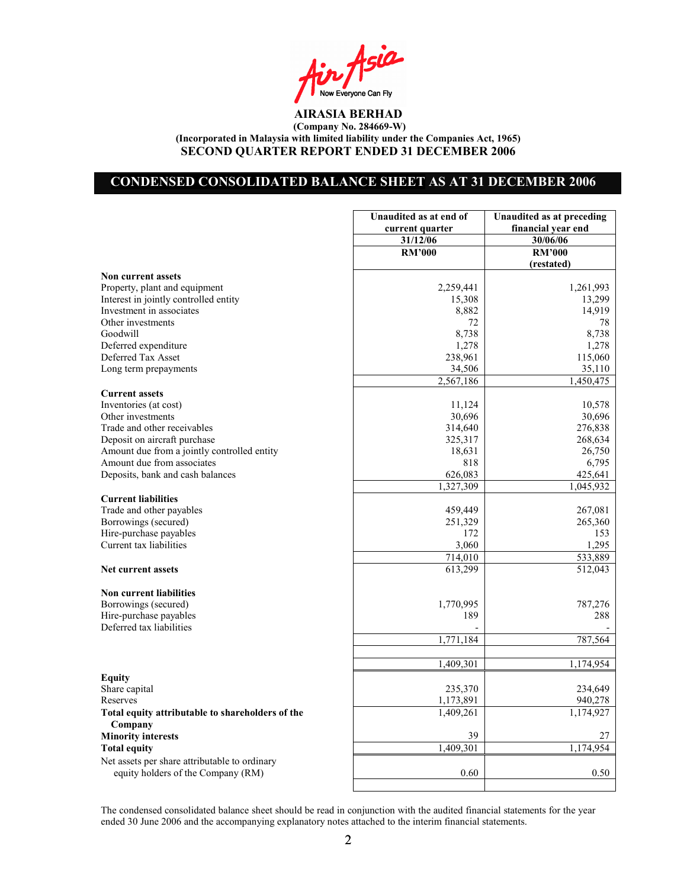# AIRASIA BERHAD

**(Company No. 284669-W)**
**(Incorporated in Malaysia with limited liability under the Companies Act, 1965)**

**SECOND QUARTER REPORT ENDED 31 DECEMBER 2006**

## CONDENSED CONSOLIDATED BALANCE SHEET AS AT 31 DECEMBER 2006

| | Unaudited as at end of current quarter | Unaudited as at preceding financial year end |
|---|---|---|
| | 31/12/06 | 30/06/06 |
| | RM'000 | RM'000 (restated) |
| **Non current assets** | | |
| Property, plant and equipment | 2,259,441 | 1,261,993 |
| Interest in jointly controlled entity | 15,308 | 13,299 |
| Investment in associates | 8,882 | 14,919 |
| Other investments | 72 | 78 |
| Goodwill | 8,738 | 8,738 |
| Deferred expenditure | 1,278 | 1,278 |
| Deferred Tax Asset | 238,961 | 115,060 |
| Long term prepayments | 34,506 | 35,110 |
| | 2,567,186 | 1,450,475 |
| **Current assets** | | |
| Inventories (at cost) | 11,124 | 10,578 |
| Other investments | 30,696 | 30,696 |
| Trade and other receivables | 314,640 | 276,838 |
| Deposit on aircraft purchase | 325,317 | 268,634 |
| Amount due from a jointly controlled entity | 18,631 | 26,750 |
| Amount due from associates | 818 | 6,795 |
| Deposits, bank and cash balances | 626,083 | 425,641 |
| | 1,327,309 | 1,045,932 |
| **Current liabilities** | | |
| Trade and other payables | 459,449 | 267,081 |
| Borrowings (secured) | 251,329 | 265,360 |
| Hire-purchase payables | 172 | 153 |
| Current tax liabilities | 3,060 | 1,295 |
| | 714,010 | 533,889 |
| **Net current assets** | 613,299 | 512,043 |
| **Non current liabilities** | | |
| Borrowings (secured) | 1,770,995 | 787,276 |
| Hire-purchase payables | 189 | 288 |
| Deferred tax liabilities | - | - |
| | 1,771,184 | 787,564 |
| | 1,409,301 | 1,174,954 |
| **Equity** | | |
| Share capital | 235,370 | 234,649 |
| Reserves | 1,173,891 | 940,278 |
| **Total equity attributable to shareholders of the Company** | 1,409,261 | 1,174,927 |
| **Minority interests** | 39 | 27 |
| **Total equity** | 1,409,301 | 1,174,954 |
| Net assets per share attributable to ordinary equity holders of the Company (RM) | 0.60 | 0.50 |

The condensed consolidated balance sheet should be read in conjunction with the audited financial statements for the year ended 30 June 2006 and the accompanying explanatory notes attached to the interim financial statements.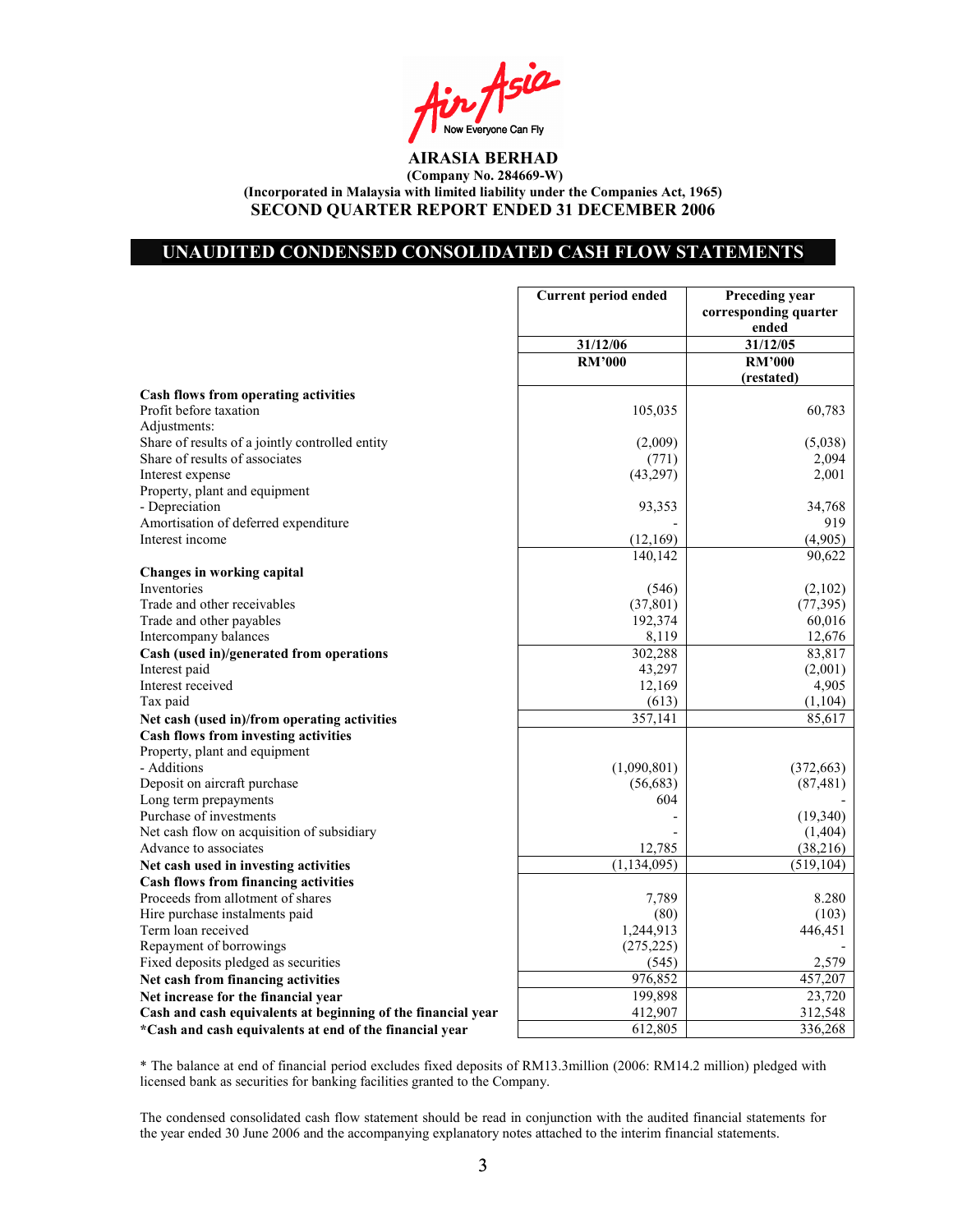**AIRASIA BERHAD**
**(Company No. 284669-W)**
**(Incorporated in Malaysia with limited liability under the Companies Act, 1965)**
**SECOND QUARTER REPORT ENDED 31 DECEMBER 2006**

## UNAUDITED CONDENSED CONSOLIDATED CASH FLOW STATEMENTS

| | Current period ended | Preceding year corresponding quarter ended |
|---|---|---|
| | 31/12/06 | 31/12/05 |
| | RM'000 | RM'000 (restated) |
| **Cash flows from operating activities** | | |
| Profit before taxation | 105,035 | 60,783 |
| Adjustments: | | |
| Share of results of a jointly controlled entity | (2,009) | (5,038) |
| Share of results of associates | (771) | 2,094 |
| Interest expense | (43,297) | 2,001 |
| Property, plant and equipment | | |
| - Depreciation | 93,353 | 34,768 |
| Amortisation of deferred expenditure | - | 919 |
| Interest income | (12,169) | (4,905) |
| | 140,142 | 90,622 |
| **Changes in working capital** | | |
| Inventories | (546) | (2,102) |
| Trade and other receivables | (37,801) | (77,395) |
| Trade and other payables | 192,374 | 60,016 |
| Intercompany balances | 8,119 | 12,676 |
| **Cash (used in)/generated from operations** | 302,288 | 83,817 |
| Interest paid | 43,297 | (2,001) |
| Interest received | 12,169 | 4,905 |
| Tax paid | (613) | (1,104) |
| **Net cash (used in)/from operating activities** | 357,141 | 85,617 |
| **Cash flows from investing activities** | | |
| Property, plant and equipment | | |
| - Additions | (1,090,801) | (372,663) |
| Deposit on aircraft purchase | (56,683) | (87,481) |
| Long term prepayments | 604 | - |
| Purchase of investments | - | (19,340) |
| Net cash flow on acquisition of subsidiary | - | (1,404) |
| Advance to associates | 12,785 | (38,216) |
| **Net cash used in investing activities** | (1,134,095) | (519,104) |
| **Cash flows from financing activities** | | |
| Proceeds from allotment of shares | 7,789 | 8.280 |
| Hire purchase instalments paid | (80) | (103) |
| Term loan received | 1,244,913 | 446,451 |
| Repayment of borrowings | (275,225) | - |
| Fixed deposits pledged as securities | (545) | 2,579 |
| **Net cash from financing activities** | 976,852 | 457,207 |
| **Net increase for the financial year** | 199,898 | 23,720 |
| **Cash and cash equivalents at beginning of the financial year** | 412,907 | 312,548 |
| ***Cash and cash equivalents at end of the financial year** | 612,805 | 336,268 |

* The balance at end of financial period excludes fixed deposits of RM13.3million (2006: RM14.2 million) pledged with licensed bank as securities for banking facilities granted to the Company.

The condensed consolidated cash flow statement should be read in conjunction with the audited financial statements for the year ended 30 June 2006 and the accompanying explanatory notes attached to the interim financial statements.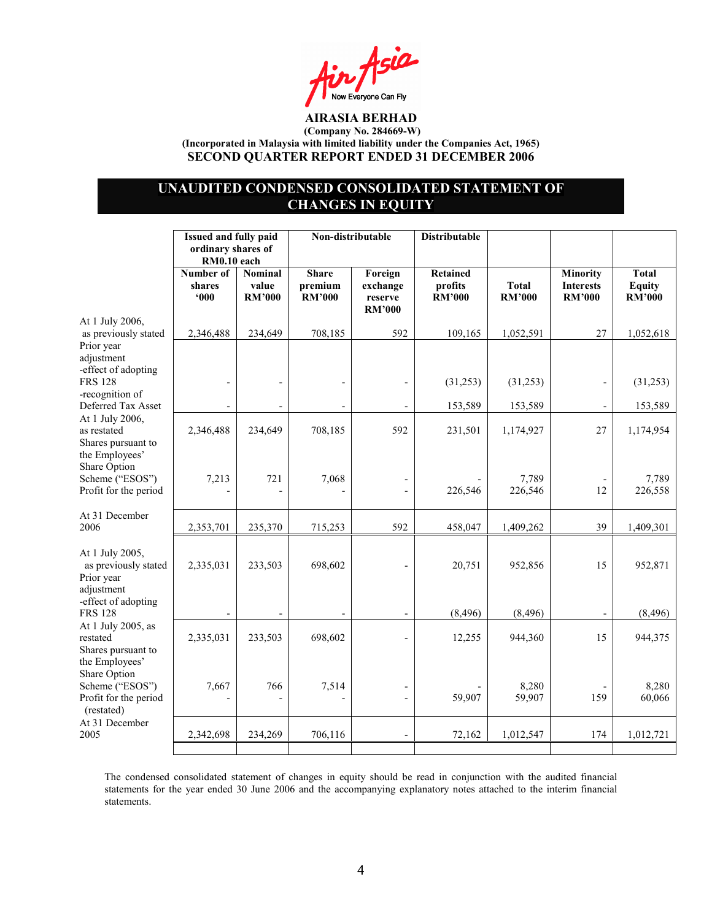**AIRASIA BERHAD**
**(Company No. 284669-W)**
**(Incorporated in Malaysia with limited liability under the Companies Act, 1965)**
**SECOND QUARTER REPORT ENDED 31 DECEMBER 2006**

## UNAUDITED CONDENSED CONSOLIDATED STATEMENT OF CHANGES IN EQUITY

| | Issued and fully paid ordinary shares of RM0.10 each | | Non-distributable | | Distributable | | | |
|---|---|---|---|---|---|---|---|---|
| | Number of shares '000 | Nominal value RM'000 | Share premium RM'000 | Foreign exchange reserve RM'000 | Retained profits RM'000 | Total RM'000 | Minority Interests RM'000 | Total Equity RM'000 |
| At 1 July 2006, as previously stated | 2,346,488 | 234,649 | 708,185 | 592 | 109,165 | 1,052,591 | 27 | 1,052,618 |
| Prior year adjustment -effect of adopting FRS 128 | - | - | - | - | (31,253) | (31,253) | - | (31,253) |
| -recognition of Deferred Tax Asset | - | - | - | - | 153,589 | 153,589 | - | 153,589 |
| At 1 July 2006, as restated | 2,346,488 | 234,649 | 708,185 | 592 | 231,501 | 1,174,927 | 27 | 1,174,954 |
| Shares pursuant to the Employees' Share Option Scheme ("ESOS") | 7,213 | 721 | 7,068 | - | - | 7,789 | - | 7,789 |
| Profit for the period | - | - | - | - | 226,546 | 226,546 | 12 | 226,558 |
| At 31 December 2006 | 2,353,701 | 235,370 | 715,253 | 592 | 458,047 | 1,409,262 | 39 | 1,409,301 |
| At 1 July 2005, as previously stated | 2,335,031 | 233,503 | 698,602 | - | 20,751 | 952,856 | 15 | 952,871 |
| Prior year adjustment -effect of adopting FRS 128 | - | - | - | - | (8,496) | (8,496) | - | (8,496) |
| At 1 July 2005, as restated | 2,335,031 | 233,503 | 698,602 | - | 12,255 | 944,360 | 15 | 944,375 |
| Shares pursuant to the Employees' Share Option Scheme ("ESOS") | 7,667 | 766 | 7,514 | - | - | 8,280 | - | 8,280 |
| Profit for the period (restated) | - | - | - | - | 59,907 | 59,907 | 159 | 60,066 |
| At 31 December 2005 | 2,342,698 | 234,269 | 706,116 | - | 72,162 | 1,012,547 | 174 | 1,012,721 |

The condensed consolidated statement of changes in equity should be read in conjunction with the audited financial statements for the year ended 30 June 2006 and the accompanying explanatory notes attached to the interim financial statements.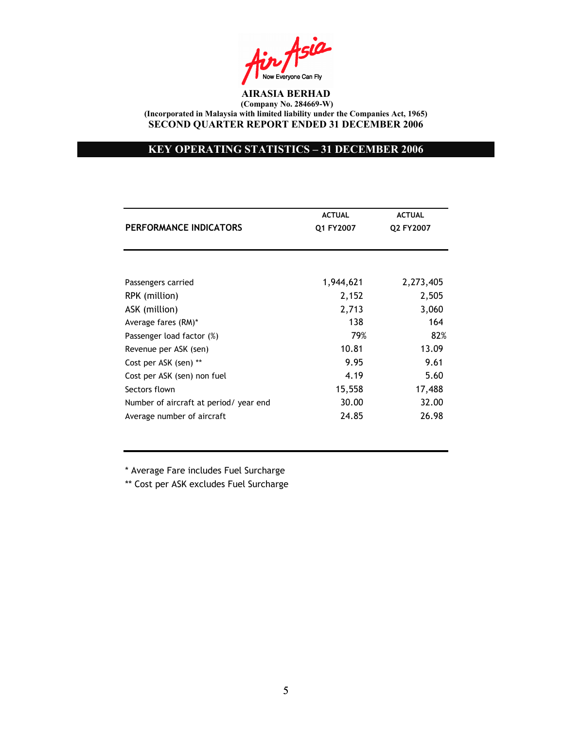**AIRASIA BERHAD**
**(Company No. 284669-W)**
**(Incorporated in Malaysia with limited liability under the Companies Act, 1965)**
**SECOND QUARTER REPORT ENDED 31 DECEMBER 2006**

## KEY OPERATING STATISTICS – 31 DECEMBER 2006

| PERFORMANCE INDICATORS | ACTUAL Q1 FY2007 | ACTUAL Q2 FY2007 |
|---|---|---|
| Passengers carried | 1,944,621 | 2,273,405 |
| RPK (million) | 2,152 | 2,505 |
| ASK (million) | 2,713 | 3,060 |
| Average fares (RM)* | 138 | 164 |
| Passenger load factor (%) | 79% | 82% |
| Revenue per ASK (sen) | 10.81 | 13.09 |
| Cost per ASK (sen) ** | 9.95 | 9.61 |
| Cost per ASK (sen) non fuel | 4.19 | 5.60 |
| Sectors flown | 15,558 | 17,488 |
| Number of aircraft at period/ year end | 30.00 | 32.00 |
| Average number of aircraft | 24.85 | 26.98 |

* Average Fare includes Fuel Surcharge

** Cost per ASK excludes Fuel Surcharge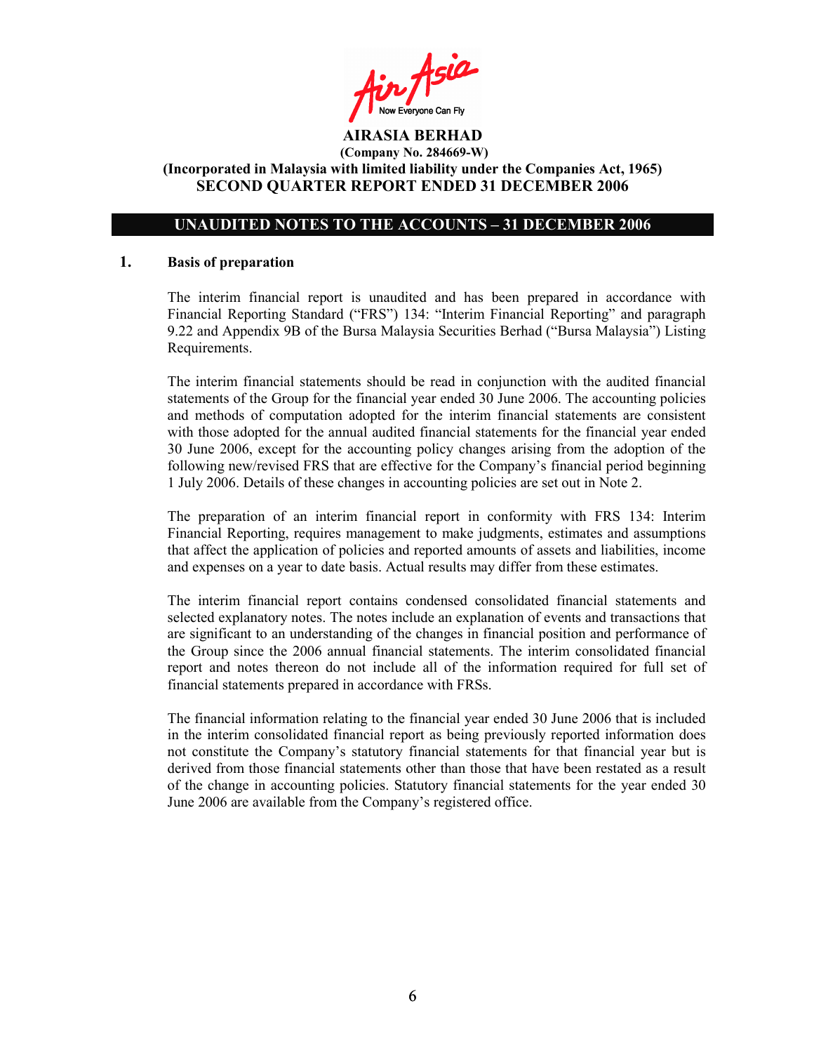**AIRASIA BERHAD**
**(Company No. 284669-W)**
**(Incorporated in Malaysia with limited liability under the Companies Act, 1965)**
**SECOND QUARTER REPORT ENDED 31 DECEMBER 2006**

## UNAUDITED NOTES TO THE ACCOUNTS – 31 DECEMBER 2006

### 1. Basis of preparation

The interim financial report is unaudited and has been prepared in accordance with Financial Reporting Standard ("FRS") 134: "Interim Financial Reporting" and paragraph 9.22 and Appendix 9B of the Bursa Malaysia Securities Berhad ("Bursa Malaysia") Listing Requirements.

The interim financial statements should be read in conjunction with the audited financial statements of the Group for the financial year ended 30 June 2006. The accounting policies and methods of computation adopted for the interim financial statements are consistent with those adopted for the annual audited financial statements for the financial year ended 30 June 2006, except for the accounting policy changes arising from the adoption of the following new/revised FRS that are effective for the Company's financial period beginning 1 July 2006. Details of these changes in accounting policies are set out in Note 2.

The preparation of an interim financial report in conformity with FRS 134: Interim Financial Reporting, requires management to make judgments, estimates and assumptions that affect the application of policies and reported amounts of assets and liabilities, income and expenses on a year to date basis. Actual results may differ from these estimates.

The interim financial report contains condensed consolidated financial statements and selected explanatory notes. The notes include an explanation of events and transactions that are significant to an understanding of the changes in financial position and performance of the Group since the 2006 annual financial statements. The interim consolidated financial report and notes thereon do not include all of the information required for full set of financial statements prepared in accordance with FRSs.

The financial information relating to the financial year ended 30 June 2006 that is included in the interim consolidated financial report as being previously reported information does not constitute the Company's statutory financial statements for that financial year but is derived from those financial statements other than those that have been restated as a result of the change in accounting policies. Statutory financial statements for the year ended 30 June 2006 are available from the Company's registered office.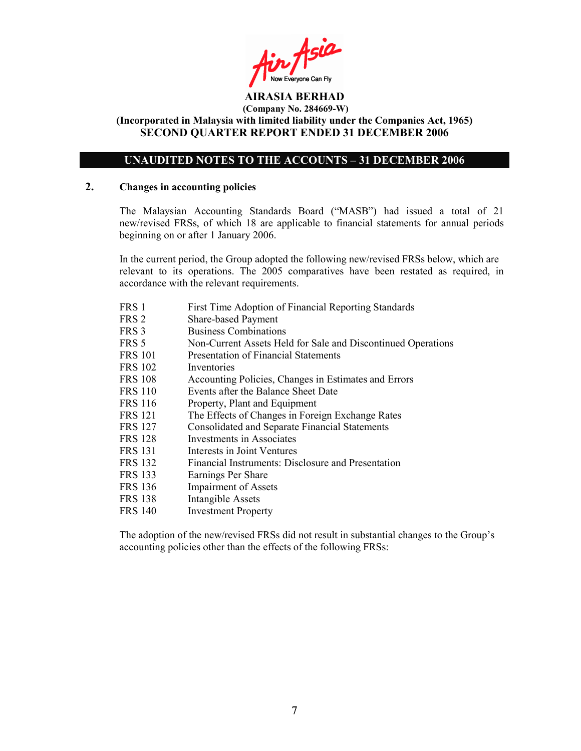# AIRASIA BERHAD

**(Company No. 284669-W)**

**(Incorporated in Malaysia with limited liability under the Companies Act, 1965)**

**SECOND QUARTER REPORT ENDED 31 DECEMBER 2006**

## UNAUDITED NOTES TO THE ACCOUNTS – 31 DECEMBER 2006

### 2. Changes in accounting policies

The Malaysian Accounting Standards Board ("MASB") had issued a total of 21 new/revised FRSs, of which 18 are applicable to financial statements for annual periods beginning on or after 1 January 2006.

In the current period, the Group adopted the following new/revised FRSs below, which are relevant to its operations. The 2005 comparatives have been restated as required, in accordance with the relevant requirements.

| | |
|---|---|
| FRS 1 | First Time Adoption of Financial Reporting Standards |
| FRS 2 | Share-based Payment |
| FRS 3 | Business Combinations |
| FRS 5 | Non-Current Assets Held for Sale and Discontinued Operations |
| FRS 101 | Presentation of Financial Statements |
| FRS 102 | Inventories |
| FRS 108 | Accounting Policies, Changes in Estimates and Errors |
| FRS 110 | Events after the Balance Sheet Date |
| FRS 116 | Property, Plant and Equipment |
| FRS 121 | The Effects of Changes in Foreign Exchange Rates |
| FRS 127 | Consolidated and Separate Financial Statements |
| FRS 128 | Investments in Associates |
| FRS 131 | Interests in Joint Ventures |
| FRS 132 | Financial Instruments: Disclosure and Presentation |
| FRS 133 | Earnings Per Share |
| FRS 136 | Impairment of Assets |
| FRS 138 | Intangible Assets |
| FRS 140 | Investment Property |

The adoption of the new/revised FRSs did not result in substantial changes to the Group's accounting policies other than the effects of the following FRSs: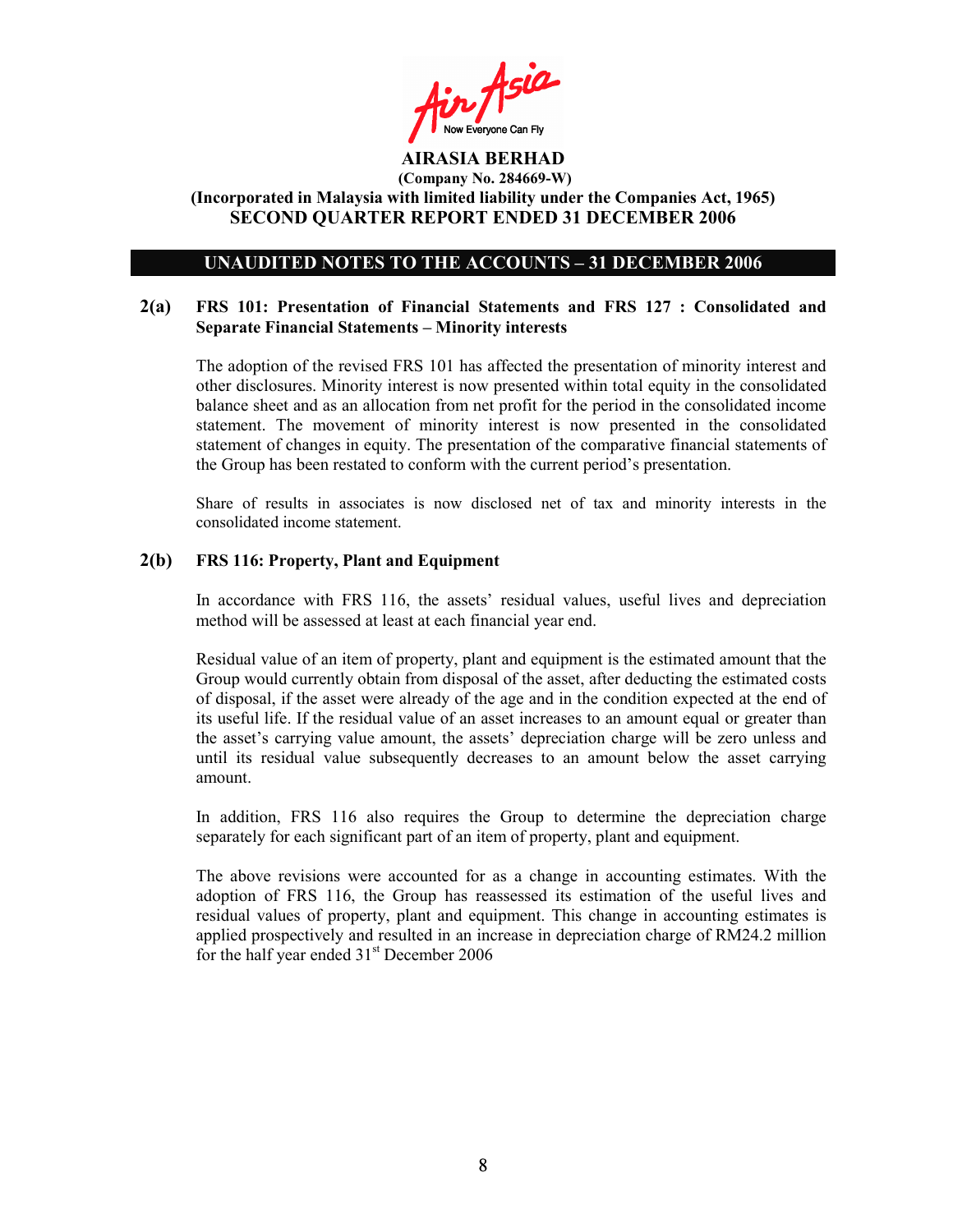**AIRASIA BERHAD**
**(Company No. 284669-W)**
**(Incorporated in Malaysia with limited liability under the Companies Act, 1965)**
**SECOND QUARTER REPORT ENDED 31 DECEMBER 2006**

## UNAUDITED NOTES TO THE ACCOUNTS – 31 DECEMBER 2006

### 2(a) FRS 101: Presentation of Financial Statements and FRS 127 : Consolidated and Separate Financial Statements – Minority interests

The adoption of the revised FRS 101 has affected the presentation of minority interest and other disclosures. Minority interest is now presented within total equity in the consolidated balance sheet and as an allocation from net profit for the period in the consolidated income statement. The movement of minority interest is now presented in the consolidated statement of changes in equity. The presentation of the comparative financial statements of the Group has been restated to conform with the current period's presentation.

Share of results in associates is now disclosed net of tax and minority interests in the consolidated income statement.

### 2(b) FRS 116: Property, Plant and Equipment

In accordance with FRS 116, the assets' residual values, useful lives and depreciation method will be assessed at least at each financial year end.

Residual value of an item of property, plant and equipment is the estimated amount that the Group would currently obtain from disposal of the asset, after deducting the estimated costs of disposal, if the asset were already of the age and in the condition expected at the end of its useful life. If the residual value of an asset increases to an amount equal or greater than the asset's carrying value amount, the assets' depreciation charge will be zero unless and until its residual value subsequently decreases to an amount below the asset carrying amount.

In addition, FRS 116 also requires the Group to determine the depreciation charge separately for each significant part of an item of property, plant and equipment.

The above revisions were accounted for as a change in accounting estimates. With the adoption of FRS 116, the Group has reassessed its estimation of the useful lives and residual values of property, plant and equipment. This change in accounting estimates is applied prospectively and resulted in an increase in depreciation charge of RM24.2 million for the half year ended 31st December 2006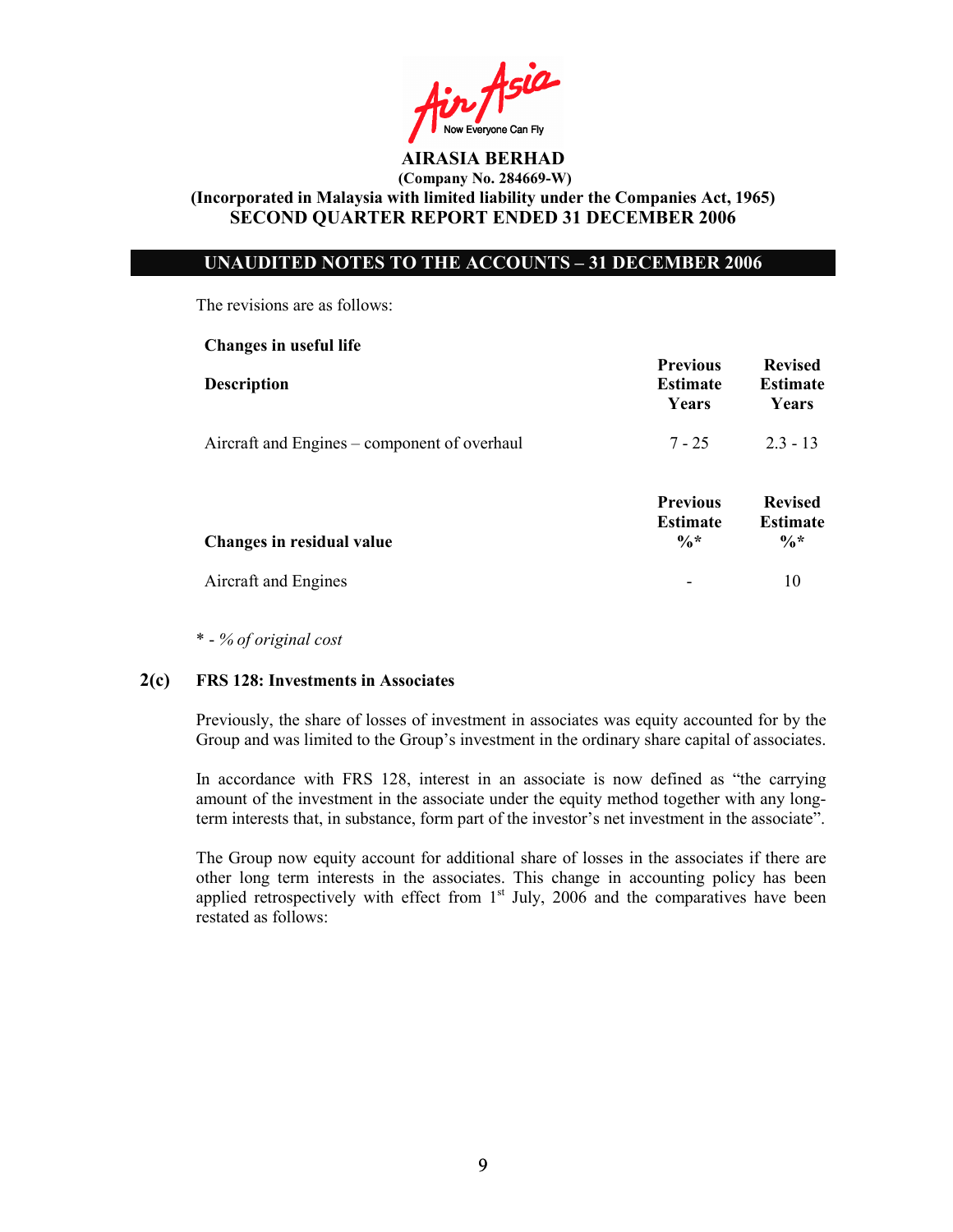The revisions are as follows:

**Changes in useful life**

| **Description** | **Previous Estimate Years** | **Revised Estimate Years** |
|---|---|---|
| Aircraft and Engines – component of overhaul | 7 - 25 | 2.3 - 13 |

| **Changes in residual value** | **Previous Estimate %*** | **Revised Estimate %*** |
|---|---|---|
| Aircraft and Engines | - | 10 |

\* - *% of original cost*

## 2(c) FRS 128: Investments in Associates

Previously, the share of losses of investment in associates was equity accounted for by the Group and was limited to the Group's investment in the ordinary share capital of associates.

In accordance with FRS 128, interest in an associate is now defined as "the carrying amount of the investment in the associate under the equity method together with any long-term interests that, in substance, form part of the investor's net investment in the associate".

The Group now equity account for additional share of losses in the associates if there are other long term interests in the associates. This change in accounting policy has been applied retrospectively with effect from 1st July, 2006 and the comparatives have been restated as follows: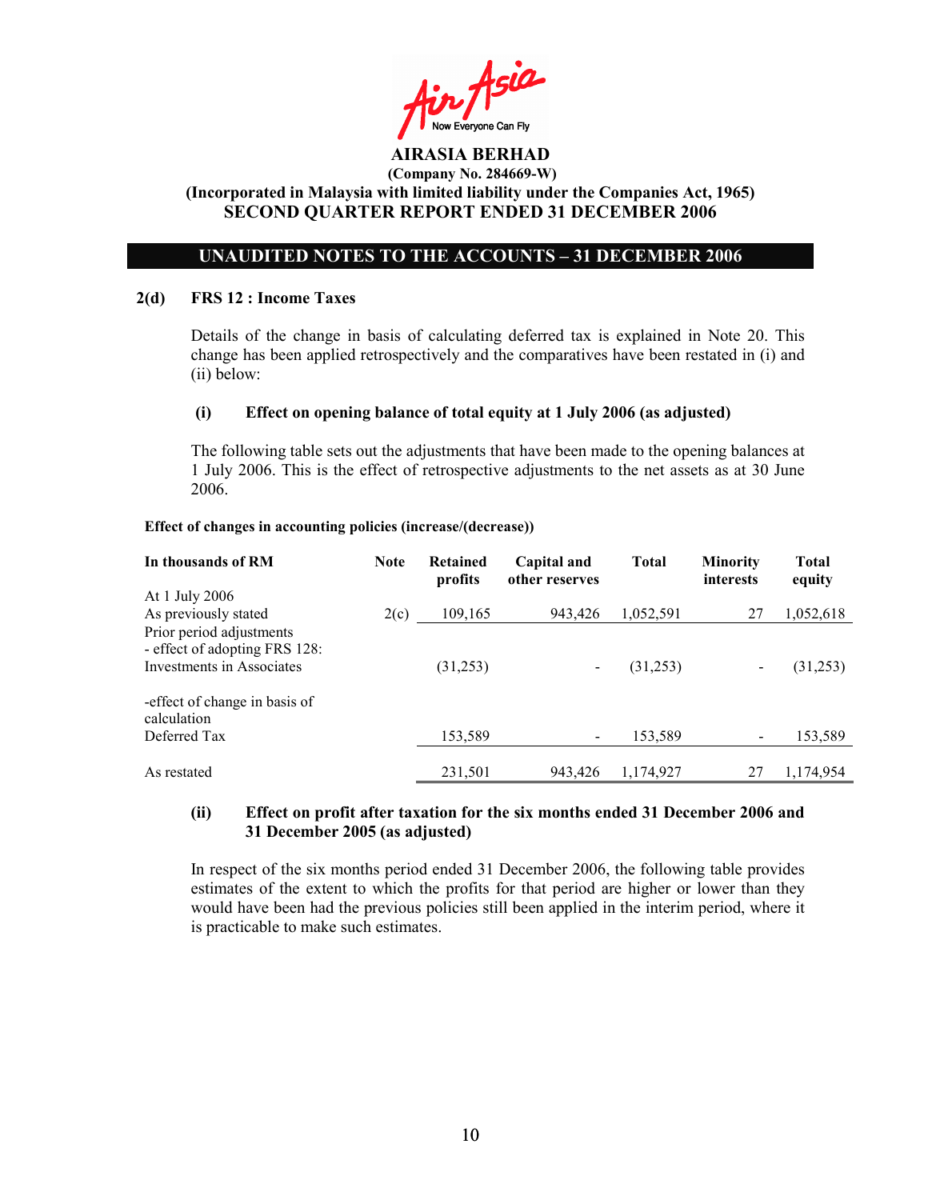**AIRASIA BERHAD**
**(Company No. 284669-W)**
**(Incorporated in Malaysia with limited liability under the Companies Act, 1965)**
**SECOND QUARTER REPORT ENDED 31 DECEMBER 2006**

## UNAUDITED NOTES TO THE ACCOUNTS – 31 DECEMBER 2006

### 2(d) FRS 12 : Income Taxes

Details of the change in basis of calculating deferred tax is explained in Note 20. This change has been applied retrospectively and the comparatives have been restated in (i) and (ii) below:

#### (i) Effect on opening balance of total equity at 1 July 2006 (as adjusted)

The following table sets out the adjustments that have been made to the opening balances at 1 July 2006. This is the effect of retrospective adjustments to the net assets as at 30 June 2006.

**Effect of changes in accounting policies (increase/(decrease))**

| In thousands of RM | Note | Retained profits | Capital and other reserves | Total | Minority interests | Total equity |
|---|---|---|---|---|---|---|
| At 1 July 2006 | | | | | | |
| As previously stated | 2(c) | 109,165 | 943,426 | 1,052,591 | 27 | 1,052,618 |
| Prior period adjustments - effect of adopting FRS 128: Investments in Associates | | (31,253) | - | (31,253) | - | (31,253) |
| -effect of change in basis of calculation Deferred Tax | | 153,589 | - | 153,589 | - | 153,589 |
| As restated | | 231,501 | 943,426 | 1,174,927 | 27 | 1,174,954 |

#### (ii) Effect on profit after taxation for the six months ended 31 December 2006 and 31 December 2005 (as adjusted)

In respect of the six months period ended 31 December 2006, the following table provides estimates of the extent to which the profits for that period are higher or lower than they would have been had the previous policies still been applied in the interim period, where it is practicable to make such estimates.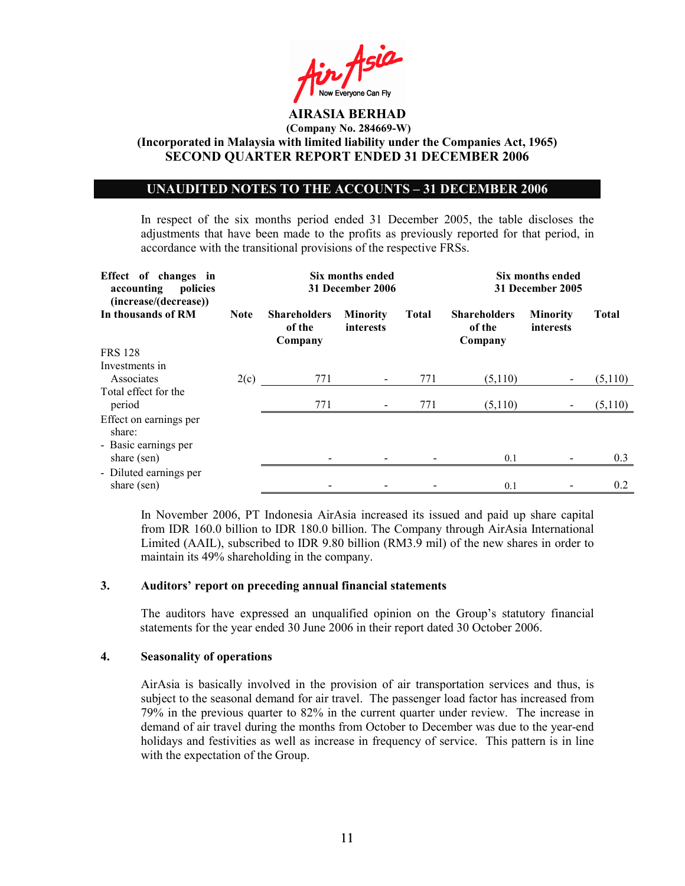**AIRASIA BERHAD**
**(Company No. 284669-W)**
**(Incorporated in Malaysia with limited liability under the Companies Act, 1965)**
**SECOND QUARTER REPORT ENDED 31 DECEMBER 2006**

## UNAUDITED NOTES TO THE ACCOUNTS – 31 DECEMBER 2006

In respect of the six months period ended 31 December 2005, the table discloses the adjustments that have been made to the profits as previously reported for that period, in accordance with the transitional provisions of the respective FRSs.

| Effect of changes in accounting policies (increase/(decrease)) | | Six months ended 31 December 2006 | | | Six months ended 31 December 2005 | | |
|---|---|---|---|---|---|---|---|
| In thousands of RM | Note | Shareholders of the Company | Minority interests | Total | Shareholders of the Company | Minority interests | Total |
| FRS 128 | | | | | | | |
| Investments in Associates | 2(c) | 771 | - | 771 | (5,110) | - | (5,110) |
| Total effect for the period | | 771 | - | 771 | (5,110) | - | (5,110) |
| Effect on earnings per share: | | | | | | | |
| - Basic earnings per share (sen) | | - | - | - | 0.1 | - | 0.3 |
| - Diluted earnings per share (sen) | | - | - | - | 0.1 | - | 0.2 |

In November 2006, PT Indonesia AirAsia increased its issued and paid up share capital from IDR 160.0 billion to IDR 180.0 billion. The Company through AirAsia International Limited (AAIL), subscribed to IDR 9.80 billion (RM3.9 mil) of the new shares in order to maintain its 49% shareholding in the company.

### 3. Auditors' report on preceding annual financial statements

The auditors have expressed an unqualified opinion on the Group's statutory financial statements for the year ended 30 June 2006 in their report dated 30 October 2006.

### 4. Seasonality of operations

AirAsia is basically involved in the provision of air transportation services and thus, is subject to the seasonal demand for air travel. The passenger load factor has increased from 79% in the previous quarter to 82% in the current quarter under review. The increase in demand of air travel during the months from October to December was due to the year-end holidays and festivities as well as increase in frequency of service. This pattern is in line with the expectation of the Group.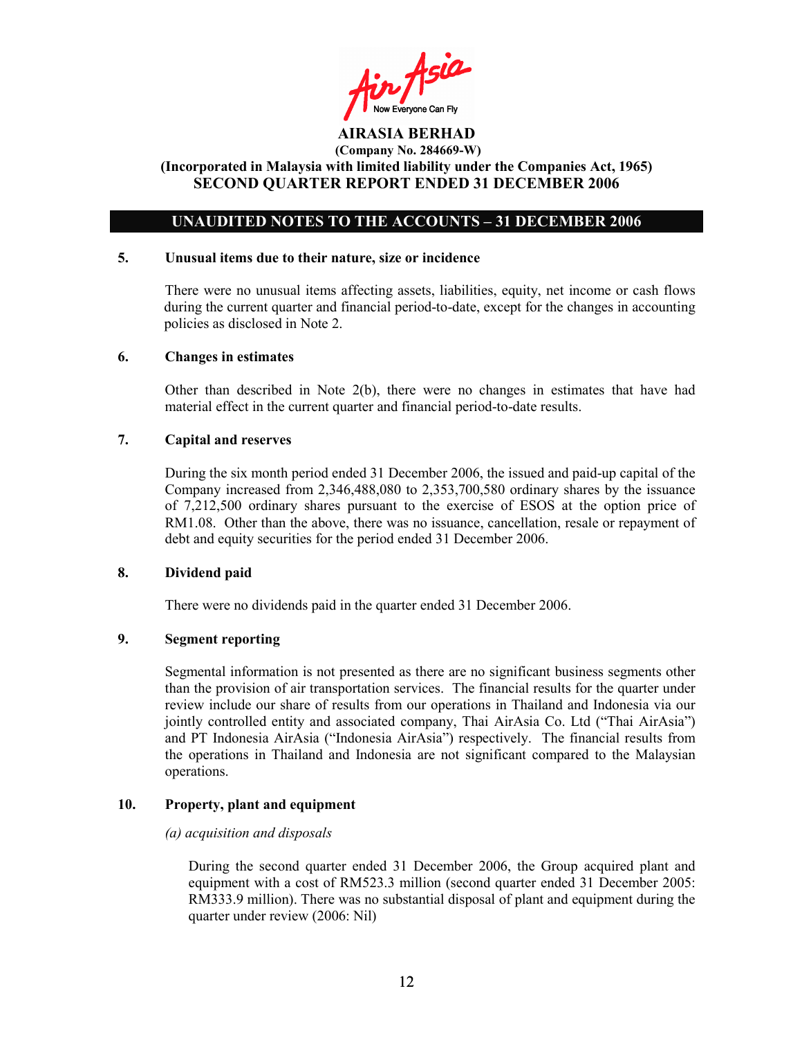**AIRASIA BERHAD**
**(Company No. 284669-W)**
**(Incorporated in Malaysia with limited liability under the Companies Act, 1965)**
**SECOND QUARTER REPORT ENDED 31 DECEMBER 2006**

## UNAUDITED NOTES TO THE ACCOUNTS – 31 DECEMBER 2006

### 5. Unusual items due to their nature, size or incidence

There were no unusual items affecting assets, liabilities, equity, net income or cash flows during the current quarter and financial period-to-date, except for the changes in accounting policies as disclosed in Note 2.

### 6. Changes in estimates

Other than described in Note 2(b), there were no changes in estimates that have had material effect in the current quarter and financial period-to-date results.

### 7. Capital and reserves

During the six month period ended 31 December 2006, the issued and paid-up capital of the Company increased from 2,346,488,080 to 2,353,700,580 ordinary shares by the issuance of 7,212,500 ordinary shares pursuant to the exercise of ESOS at the option price of RM1.08. Other than the above, there was no issuance, cancellation, resale or repayment of debt and equity securities for the period ended 31 December 2006.

### 8. Dividend paid

There were no dividends paid in the quarter ended 31 December 2006.

### 9. Segment reporting

Segmental information is not presented as there are no significant business segments other than the provision of air transportation services. The financial results for the quarter under review include our share of results from our operations in Thailand and Indonesia via our jointly controlled entity and associated company, Thai AirAsia Co. Ltd ("Thai AirAsia") and PT Indonesia AirAsia ("Indonesia AirAsia") respectively. The financial results from the operations in Thailand and Indonesia are not significant compared to the Malaysian operations.

### 10. Property, plant and equipment

*(a) acquisition and disposals*

During the second quarter ended 31 December 2006, the Group acquired plant and equipment with a cost of RM523.3 million (second quarter ended 31 December 2005: RM333.9 million). There was no substantial disposal of plant and equipment during the quarter under review (2006: Nil)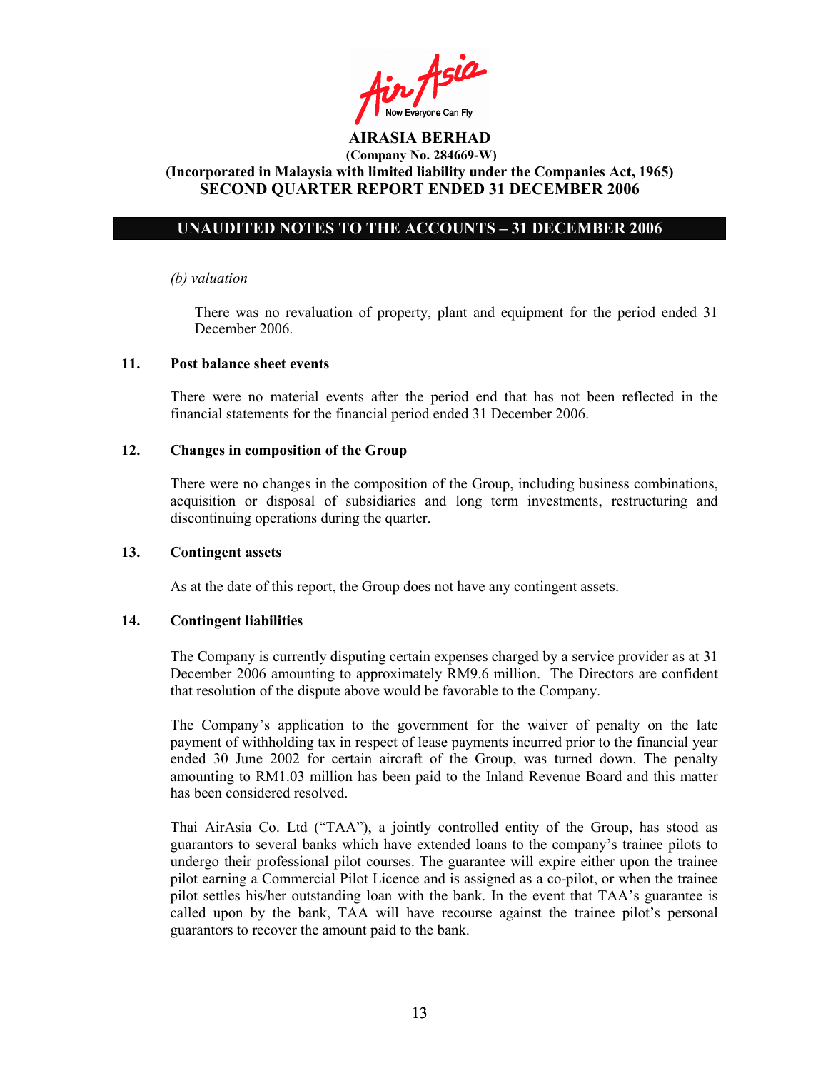*(b) valuation*

There was no revaluation of property, plant and equipment for the period ended 31 December 2006.

**11. Post balance sheet events**

There were no material events after the period end that has not been reflected in the financial statements for the financial period ended 31 December 2006.

**12. Changes in composition of the Group**

There were no changes in the composition of the Group, including business combinations, acquisition or disposal of subsidiaries and long term investments, restructuring and discontinuing operations during the quarter.

**13. Contingent assets**

As at the date of this report, the Group does not have any contingent assets.

**14. Contingent liabilities**

The Company is currently disputing certain expenses charged by a service provider as at 31 December 2006 amounting to approximately RM9.6 million. The Directors are confident that resolution of the dispute above would be favorable to the Company.

The Company's application to the government for the waiver of penalty on the late payment of withholding tax in respect of lease payments incurred prior to the financial year ended 30 June 2002 for certain aircraft of the Group, was turned down. The penalty amounting to RM1.03 million has been paid to the Inland Revenue Board and this matter has been considered resolved.

Thai AirAsia Co. Ltd ("TAA"), a jointly controlled entity of the Group, has stood as guarantors to several banks which have extended loans to the company's trainee pilots to undergo their professional pilot courses. The guarantee will expire either upon the trainee pilot earning a Commercial Pilot Licence and is assigned as a co-pilot, or when the trainee pilot settles his/her outstanding loan with the bank. In the event that TAA's guarantee is called upon by the bank, TAA will have recourse against the trainee pilot's personal guarantors to recover the amount paid to the bank.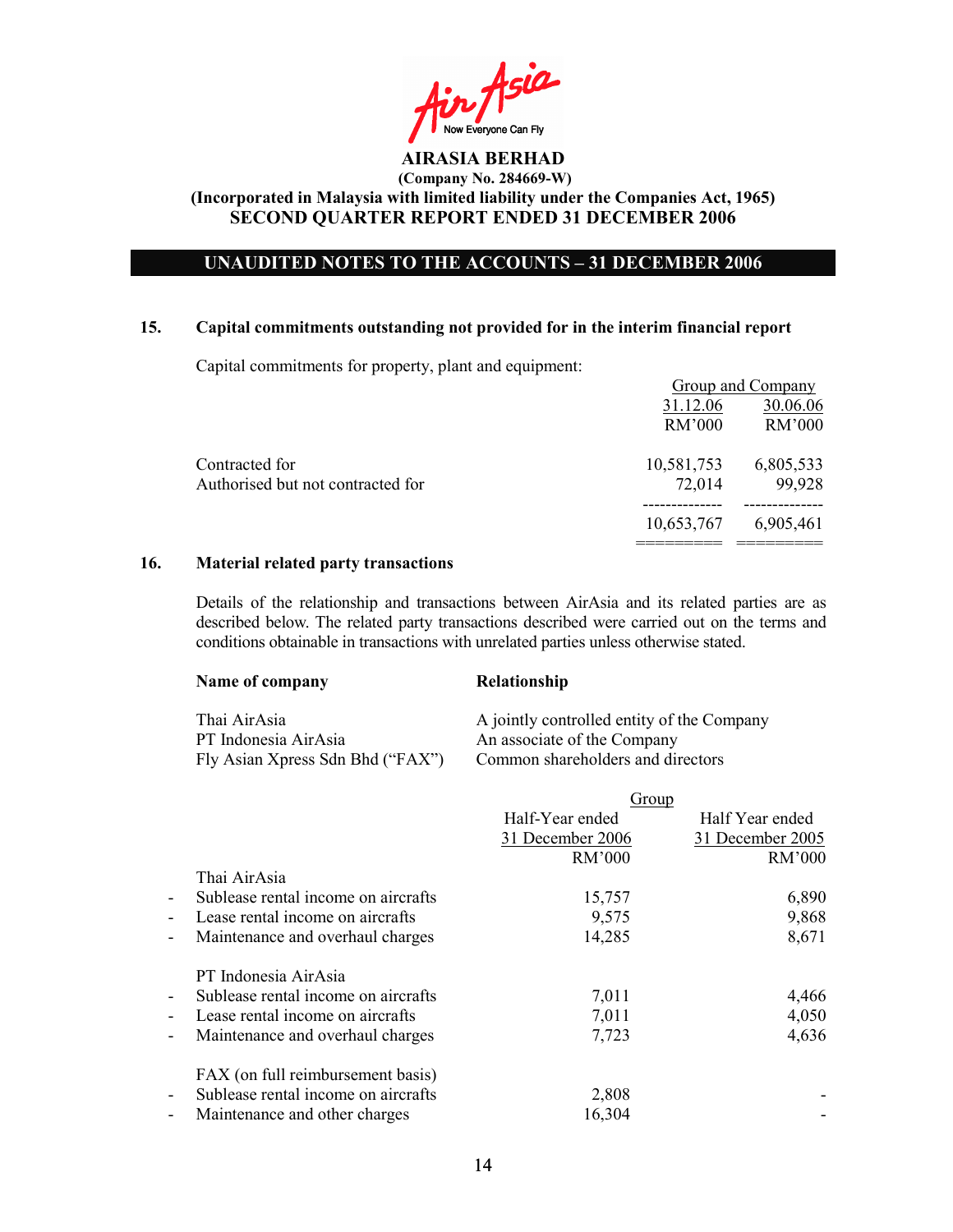**AIRASIA BERHAD**
**(Company No. 284669-W)**
**(Incorporated in Malaysia with limited liability under the Companies Act, 1965)**
**SECOND QUARTER REPORT ENDED 31 DECEMBER 2006**

**UNAUDITED NOTES TO THE ACCOUNTS – 31 DECEMBER 2006**

## 15. Capital commitments outstanding not provided for in the interim financial report

Capital commitments for property, plant and equipment:

| | Group and Company | |
|---|---|---|
| | 31.12.06 | 30.06.06 |
| | RM'000 | RM'000 |
| Contracted for | 10,581,753 | 6,805,533 |
| Authorised but not contracted for | 72,014 | 99,928 |
| | 10,653,767 | 6,905,461 |

## 16. Material related party transactions

Details of the relationship and transactions between AirAsia and its related parties are as described below. The related party transactions described were carried out on the terms and conditions obtainable in transactions with unrelated parties unless otherwise stated.

| Name of company | Relationship |
|---|---|
| Thai AirAsia | A jointly controlled entity of the Company |
| PT Indonesia AirAsia | An associate of the Company |
| Fly Asian Xpress Sdn Bhd ("FAX") | Common shareholders and directors |

| | Group | |
|---|---|---|
| | Half-Year ended 31 December 2006 | Half Year ended 31 December 2005 |
| | RM'000 | RM'000 |
| **Thai AirAsia** | | |
| - Sublease rental income on aircrafts | 15,757 | 6,890 |
| - Lease rental income on aircrafts | 9,575 | 9,868 |
| - Maintenance and overhaul charges | 14,285 | 8,671 |
| **PT Indonesia AirAsia** | | |
| - Sublease rental income on aircrafts | 7,011 | 4,466 |
| - Lease rental income on aircrafts | 7,011 | 4,050 |
| - Maintenance and overhaul charges | 7,723 | 4,636 |
| **FAX (on full reimbursement basis)** | | |
| - Sublease rental income on aircrafts | 2,808 | - |
| - Maintenance and other charges | 16,304 | - |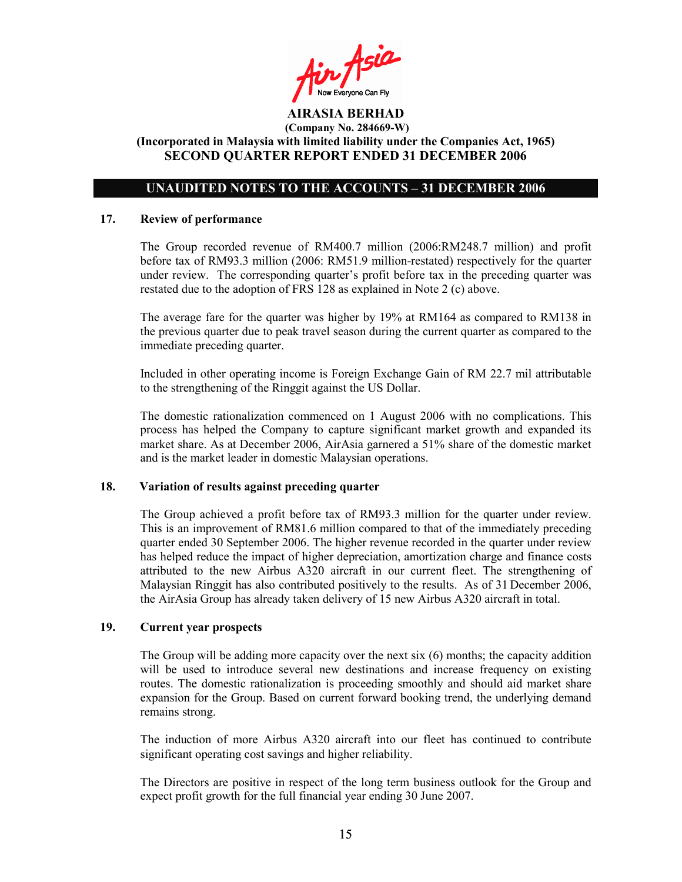Air Asia
Now Everyone Can Fly

**AIRASIA BERHAD**
**(Company No. 284669-W)**
**(Incorporated in Malaysia with limited liability under the Companies Act, 1965)**
**SECOND QUARTER REPORT ENDED 31 DECEMBER 2006**

## UNAUDITED NOTES TO THE ACCOUNTS – 31 DECEMBER 2006

### 17. Review of performance

The Group recorded revenue of RM400.7 million (2006:RM248.7 million) and profit before tax of RM93.3 million (2006: RM51.9 million-restated) respectively for the quarter under review. The corresponding quarter's profit before tax in the preceding quarter was restated due to the adoption of FRS 128 as explained in Note 2 (c) above.

The average fare for the quarter was higher by 19% at RM164 as compared to RM138 in the previous quarter due to peak travel season during the current quarter as compared to the immediate preceding quarter.

Included in other operating income is Foreign Exchange Gain of RM 22.7 mil attributable to the strengthening of the Ringgit against the US Dollar.

The domestic rationalization commenced on 1 August 2006 with no complications. This process has helped the Company to capture significant market growth and expanded its market share. As at December 2006, AirAsia garnered a 51% share of the domestic market and is the market leader in domestic Malaysian operations.

### 18. Variation of results against preceding quarter

The Group achieved a profit before tax of RM93.3 million for the quarter under review. This is an improvement of RM81.6 million compared to that of the immediately preceding quarter ended 30 September 2006. The higher revenue recorded in the quarter under review has helped reduce the impact of higher depreciation, amortization charge and finance costs attributed to the new Airbus A320 aircraft in our current fleet. The strengthening of Malaysian Ringgit has also contributed positively to the results. As of 31 December 2006, the AirAsia Group has already taken delivery of 15 new Airbus A320 aircraft in total.

### 19. Current year prospects

The Group will be adding more capacity over the next six (6) months; the capacity addition will be used to introduce several new destinations and increase frequency on existing routes. The domestic rationalization is proceeding smoothly and should aid market share expansion for the Group. Based on current forward booking trend, the underlying demand remains strong.

The induction of more Airbus A320 aircraft into our fleet has continued to contribute significant operating cost savings and higher reliability.

The Directors are positive in respect of the long term business outlook for the Group and expect profit growth for the full financial year ending 30 June 2007.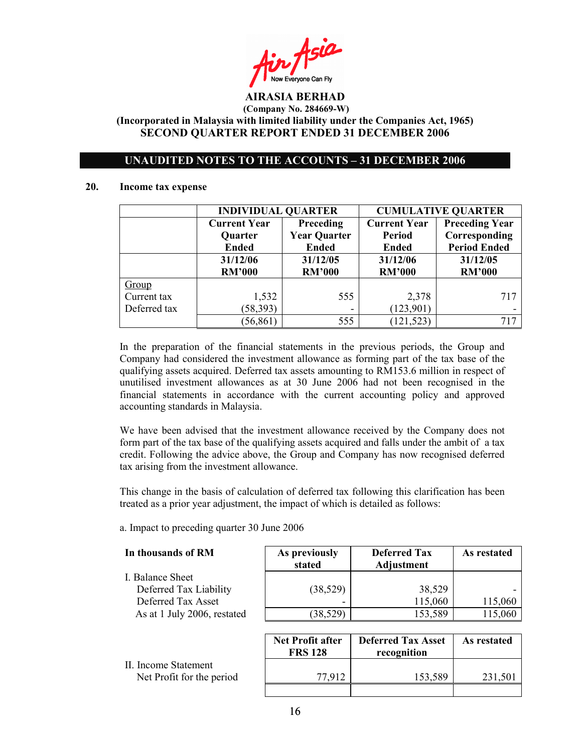**AIRASIA BERHAD**
**(Company No. 284669-W)**
**(Incorporated in Malaysia with limited liability under the Companies Act, 1965)**
**SECOND QUARTER REPORT ENDED 31 DECEMBER 2006**

**UNAUDITED NOTES TO THE ACCOUNTS – 31 DECEMBER 2006**

**20. Income tax expense**

| | INDIVIDUAL QUARTER | | CUMULATIVE QUARTER | |
|---|---|---|---|---|
| | Current Year Quarter Ended | Preceding Year Quarter Ended | Current Year Period Ended | Preceding Year Corresponding Period Ended |
| | 31/12/06 RM'000 | 31/12/05 RM'000 | 31/12/06 RM'000 | 31/12/05 RM'000 |
| Group | | | | |
| Current tax | 1,532 | 555 | 2,378 | 717 |
| Deferred tax | (58,393) | - | (123,901) | - |
| | (56,861) | 555 | (121,523) | 717 |

In the preparation of the financial statements in the previous periods, the Group and Company had considered the investment allowance as forming part of the tax base of the qualifying assets acquired. Deferred tax assets amounting to RM153.6 million in respect of unutilised investment allowances as at 30 June 2006 had not been recognised in the financial statements in accordance with the current accounting policy and approved accounting standards in Malaysia.

We have been advised that the investment allowance received by the Company does not form part of the tax base of the qualifying assets acquired and falls under the ambit of a tax credit. Following the advice above, the Group and Company has now recognised deferred tax arising from the investment allowance.

This change in the basis of calculation of deferred tax following this clarification has been treated as a prior year adjustment, the impact of which is detailed as follows:

a. Impact to preceding quarter 30 June 2006

| In thousands of RM | As previously stated | Deferred Tax Adjustment | As restated |
|---|---|---|---|
| I. Balance Sheet | | | |
| Deferred Tax Liability | (38,529) | 38,529 | - |
| Deferred Tax Asset | - | 115,060 | 115,060 |
| As at 1 July 2006, restated | (38,529) | 153,589 | 115,060 |

| | Net Profit after FRS 128 | Deferred Tax Asset recognition | As restated |
|---|---|---|---|
| II. Income Statement | | | |
| Net Profit for the period | 77,912 | 153,589 | 231,501 |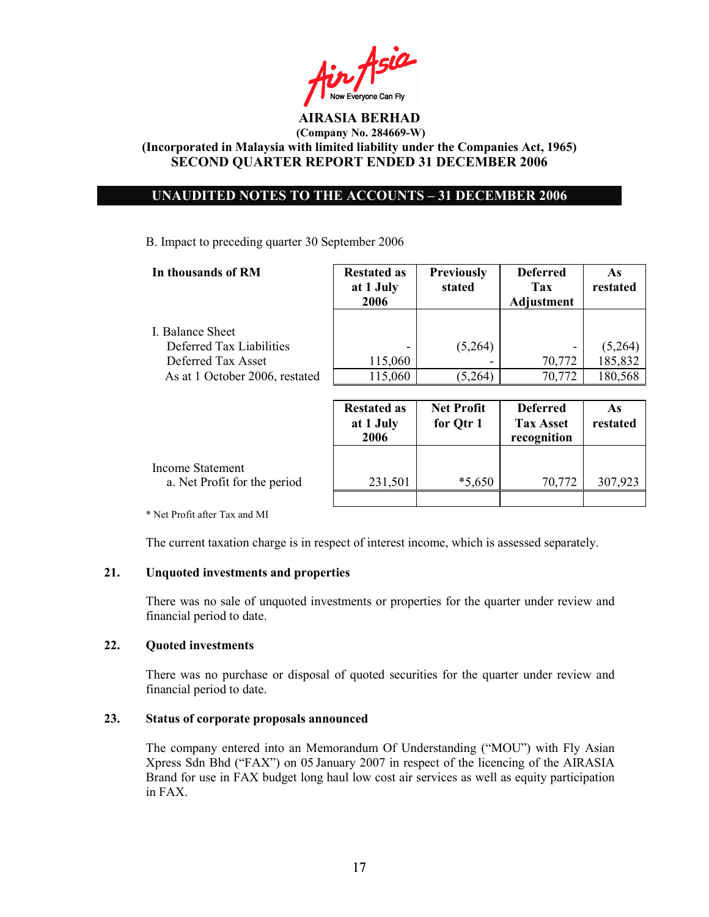**AIRASIA BERHAD**
**(Company No. 284669-W)**
**(Incorporated in Malaysia with limited liability under the Companies Act, 1965)**
**SECOND QUARTER REPORT ENDED 31 DECEMBER 2006**

**UNAUDITED NOTES TO THE ACCOUNTS – 31 DECEMBER 2006**

B. Impact to preceding quarter 30 September 2006

| In thousands of RM | Restated as at 1 July 2006 | Previously stated | Deferred Tax Adjustment | As restated |
|---|---|---|---|---|
| I. Balance Sheet | | | | |
| Deferred Tax Liabilities | - | (5,264) | - | (5,264) |
| Deferred Tax Asset | 115,060 | - | 70,772 | 185,832 |
| As at 1 October 2006, restated | 115,060 | (5,264) | 70,772 | 180,568 |

| | Restated as at 1 July 2006 | Net Profit for Qtr 1 | Deferred Tax Asset recognition | As restated |
|---|---|---|---|---|
| Income Statement | | | | |
| a. Net Profit for the period | 231,501 | *5,650 | 70,772 | 307,923 |

\* Net Profit after Tax and MI

The current taxation charge is in respect of interest income, which is assessed separately.

**21. Unquoted investments and properties**

There was no sale of unquoted investments or properties for the quarter under review and financial period to date.

**22. Quoted investments**

There was no purchase or disposal of quoted securities for the quarter under review and financial period to date.

**23. Status of corporate proposals announced**

The company entered into an Memorandum Of Understanding ("MOU") with Fly Asian Xpress Sdn Bhd ("FAX") on 05 January 2007 in respect of the licencing of the AIRASIA Brand for use in FAX budget long haul low cost air services as well as equity participation in FAX.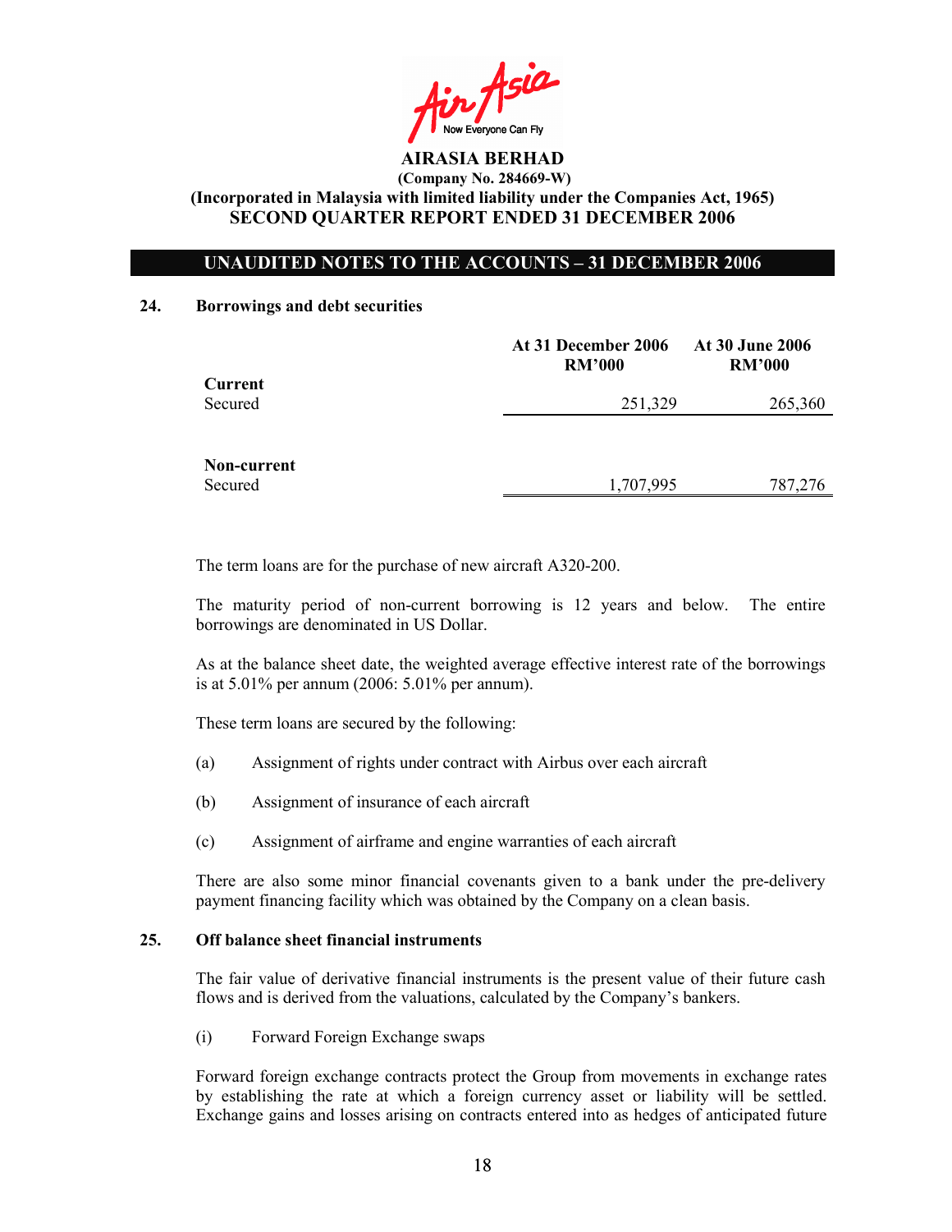# AIRASIA BERHAD

**(Company No. 284669-W)**
**(Incorporated in Malaysia with limited liability under the Companies Act, 1965)**
**SECOND QUARTER REPORT ENDED 31 DECEMBER 2006**

## UNAUDITED NOTES TO THE ACCOUNTS – 31 DECEMBER 2006

### 24. Borrowings and debt securities

| | At 31 December 2006 RM'000 | At 30 June 2006 RM'000 |
|---|---|---|
| **Current** | | |
| Secured | 251,329 | 265,360 |
| **Non-current** | | |
| Secured | 1,707,995 | 787,276 |

The term loans are for the purchase of new aircraft A320-200.

The maturity period of non-current borrowing is 12 years and below. The entire borrowings are denominated in US Dollar.

As at the balance sheet date, the weighted average effective interest rate of the borrowings is at 5.01% per annum (2006: 5.01% per annum).

These term loans are secured by the following:

(a) Assignment of rights under contract with Airbus over each aircraft

(b) Assignment of insurance of each aircraft

(c) Assignment of airframe and engine warranties of each aircraft

There are also some minor financial covenants given to a bank under the pre-delivery payment financing facility which was obtained by the Company on a clean basis.

### 25. Off balance sheet financial instruments

The fair value of derivative financial instruments is the present value of their future cash flows and is derived from the valuations, calculated by the Company's bankers.

(i) Forward Foreign Exchange swaps

Forward foreign exchange contracts protect the Group from movements in exchange rates by establishing the rate at which a foreign currency asset or liability will be settled. Exchange gains and losses arising on contracts entered into as hedges of anticipated future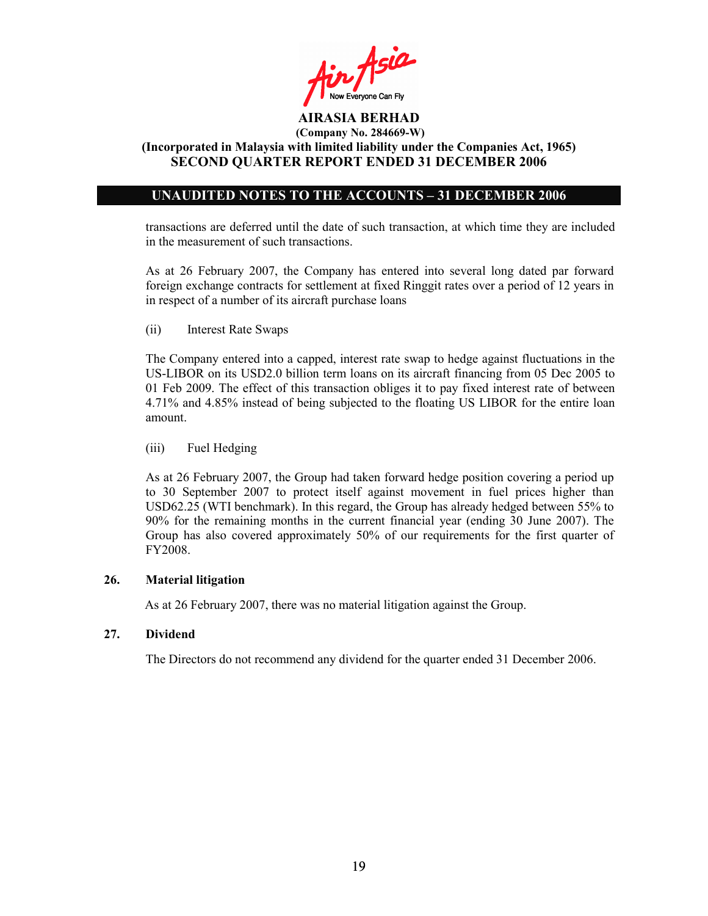transactions are deferred until the date of such transaction, at which time they are included in the measurement of such transactions.

As at 26 February 2007, the Company has entered into several long dated par forward foreign exchange contracts for settlement at fixed Ringgit rates over a period of 12 years in in respect of a number of its aircraft purchase loans

(ii) Interest Rate Swaps

The Company entered into a capped, interest rate swap to hedge against fluctuations in the US-LIBOR on its USD2.0 billion term loans on its aircraft financing from 05 Dec 2005 to 01 Feb 2009. The effect of this transaction obliges it to pay fixed interest rate of between 4.71% and 4.85% instead of being subjected to the floating US LIBOR for the entire loan amount.

(iii) Fuel Hedging

As at 26 February 2007, the Group had taken forward hedge position covering a period up to 30 September 2007 to protect itself against movement in fuel prices higher than USD62.25 (WTI benchmark). In this regard, the Group has already hedged between 55% to 90% for the remaining months in the current financial year (ending 30 June 2007). The Group has also covered approximately 50% of our requirements for the first quarter of FY2008.

## 26. Material litigation

As at 26 February 2007, there was no material litigation against the Group.

## 27. Dividend

The Directors do not recommend any dividend for the quarter ended 31 December 2006.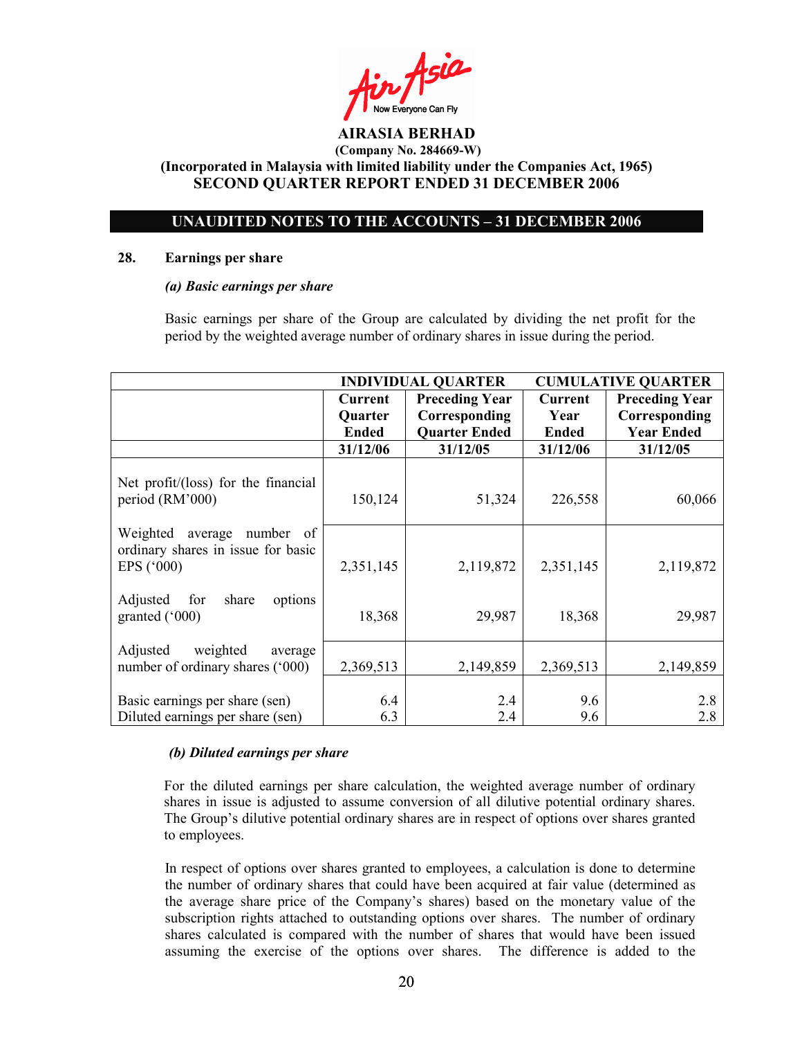AirAsia
Now Everyone Can Fly

**AIRASIA BERHAD**
**(Company No. 284669-W)**
**(Incorporated in Malaysia with limited liability under the Companies Act, 1965)**
**SECOND QUARTER REPORT ENDED 31 DECEMBER 2006**

## UNAUDITED NOTES TO THE ACCOUNTS – 31 DECEMBER 2006

### 28. Earnings per share

***(a) Basic earnings per share***

Basic earnings per share of the Group are calculated by dividing the net profit for the period by the weighted average number of ordinary shares in issue during the period.

| | INDIVIDUAL QUARTER | | CUMULATIVE QUARTER | |
|---|---|---|---|---|
| | **Current Quarter Ended** | **Preceding Year Corresponding Quarter Ended** | **Current Year Ended** | **Preceding Year Corresponding Year Ended** |
| | **31/12/06** | **31/12/05** | **31/12/06** | **31/12/05** |
| Net profit/(loss) for the financial period (RM'000) | 150,124 | 51,324 | 226,558 | 60,066 |
| Weighted average number of ordinary shares in issue for basic EPS ('000) | 2,351,145 | 2,119,872 | 2,351,145 | 2,119,872 |
| Adjusted for share options granted ('000) | 18,368 | 29,987 | 18,368 | 29,987 |
| Adjusted weighted average number of ordinary shares ('000) | 2,369,513 | 2,149,859 | 2,369,513 | 2,149,859 |
| Basic earnings per share (sen) | 6.4 | 2.4 | 9.6 | 2.8 |
| Diluted earnings per share (sen) | 6.3 | 2.4 | 9.6 | 2.8 |

***(b) Diluted earnings per share***

For the diluted earnings per share calculation, the weighted average number of ordinary shares in issue is adjusted to assume conversion of all dilutive potential ordinary shares. The Group's dilutive potential ordinary shares are in respect of options over shares granted to employees.

In respect of options over shares granted to employees, a calculation is done to determine the number of ordinary shares that could have been acquired at fair value (determined as the average share price of the Company's shares) based on the monetary value of the subscription rights attached to outstanding options over shares. The number of ordinary shares calculated is compared with the number of shares that would have been issued assuming the exercise of the options over shares. The difference is added to the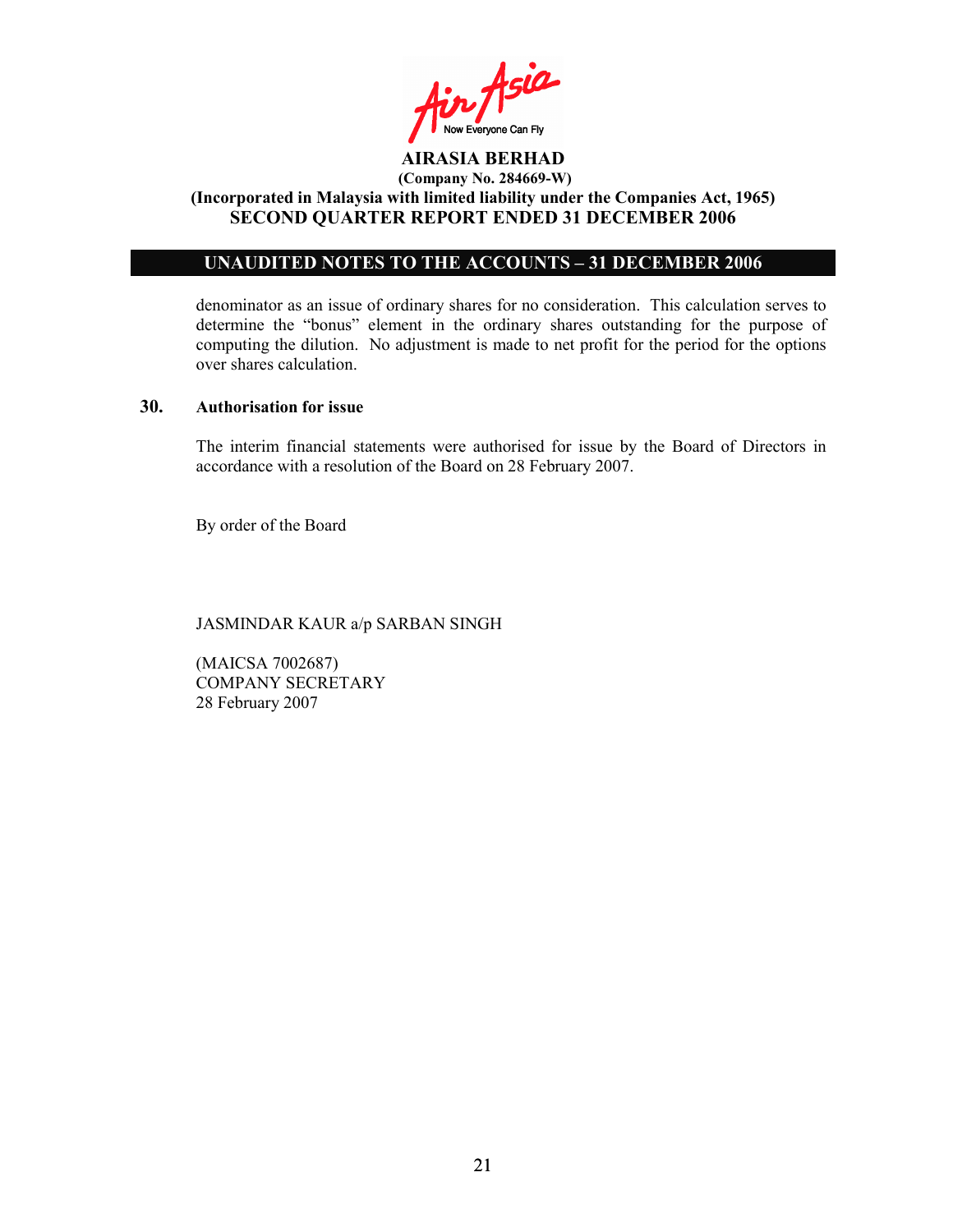denominator as an issue of ordinary shares for no consideration. This calculation serves to determine the "bonus" element in the ordinary shares outstanding for the purpose of computing the dilution. No adjustment is made to net profit for the period for the options over shares calculation.

## 30. Authorisation for issue

The interim financial statements were authorised for issue by the Board of Directors in accordance with a resolution of the Board on 28 February 2007.

By order of the Board

JASMINDAR KAUR a/p SARBAN SINGH

(MAICSA 7002687)
COMPANY SECRETARY
28 February 2007